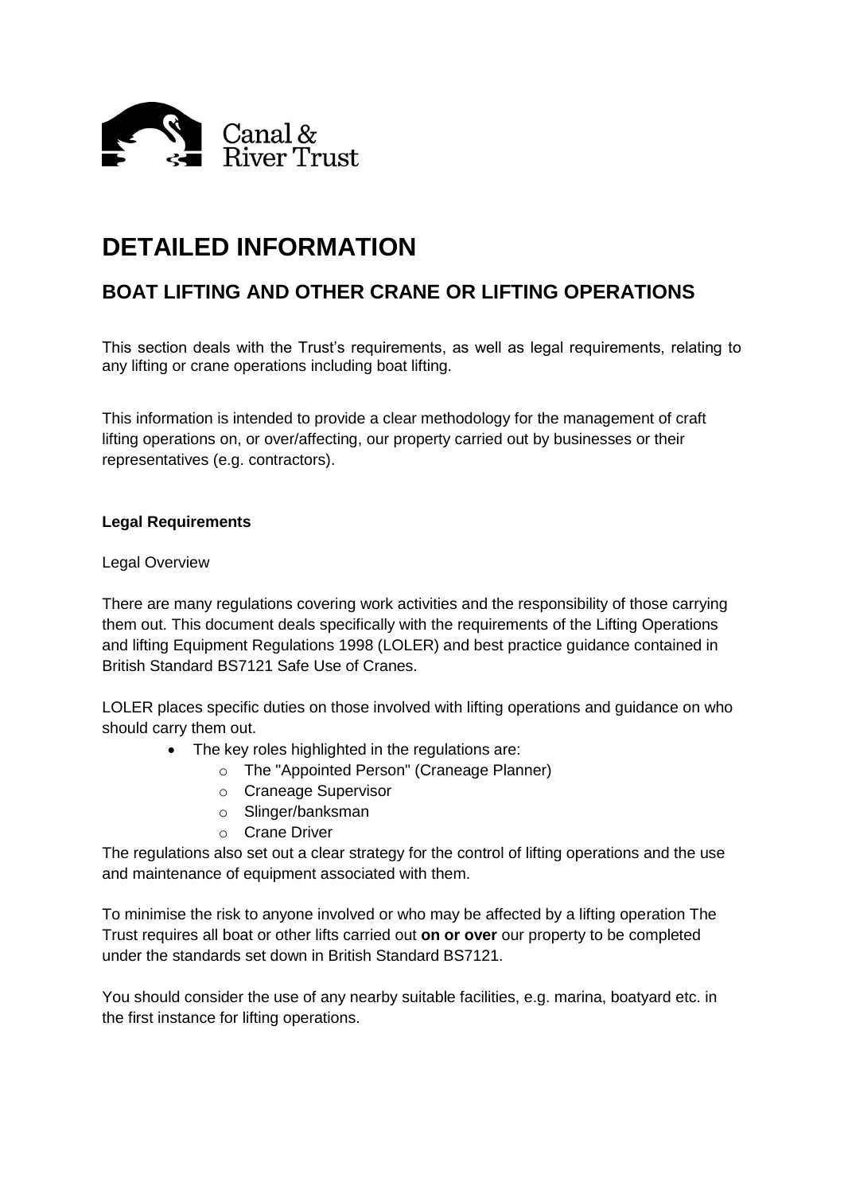Canal & River Trust

# DETAILED INFORMATION

## BOAT LIFTING AND OTHER CRANE OR LIFTING OPERATIONS

This section deals with the Trust's requirements, as well as legal requirements, relating to any lifting or crane operations including boat lifting.

This information is intended to provide a clear methodology for the management of craft lifting operations on, or over/affecting, our property carried out by businesses or their representatives (e.g. contractors).

**Legal Requirements**

Legal Overview

There are many regulations covering work activities and the responsibility of those carrying them out. This document deals specifically with the requirements of the Lifting Operations and lifting Equipment Regulations 1998 (LOLER) and best practice guidance contained in British Standard BS7121 Safe Use of Cranes.

LOLER places specific duties on those involved with lifting operations and guidance on who should carry them out.

- The key roles highlighted in the regulations are:
    - The "Appointed Person" (Craneage Planner)
    - Craneage Supervisor
    - Slinger/banksman
    - Crane Driver

The regulations also set out a clear strategy for the control of lifting operations and the use and maintenance of equipment associated with them.

To minimise the risk to anyone involved or who may be affected by a lifting operation The Trust requires all boat or other lifts carried out **on or over** our property to be completed under the standards set down in British Standard BS7121.

You should consider the use of any nearby suitable facilities, e.g. marina, boatyard etc. in the first instance for lifting operations.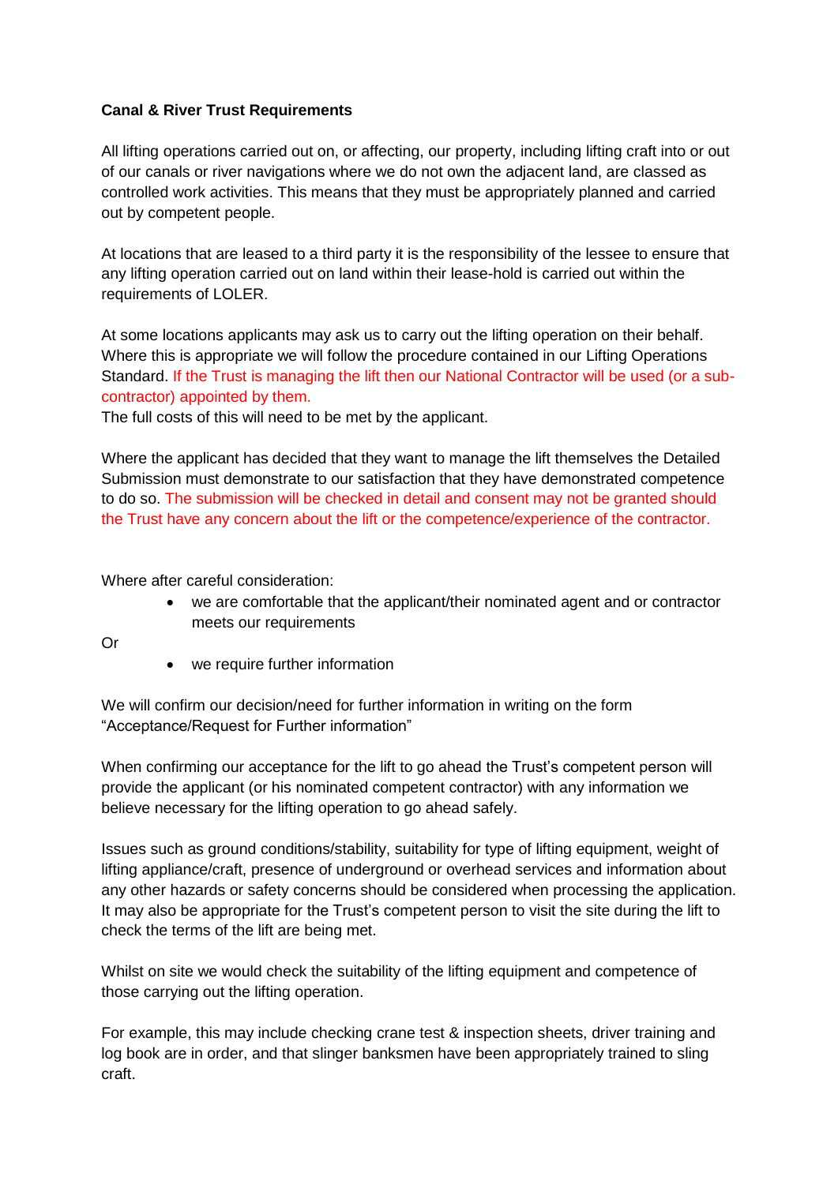**Canal & River Trust Requirements**

All lifting operations carried out on, or affecting, our property, including lifting craft into or out of our canals or river navigations where we do not own the adjacent land, are classed as controlled work activities. This means that they must be appropriately planned and carried out by competent people.

At locations that are leased to a third party it is the responsibility of the lessee to ensure that any lifting operation carried out on land within their lease-hold is carried out within the requirements of LOLER.

At some locations applicants may ask us to carry out the lifting operation on their behalf. Where this is appropriate we will follow the procedure contained in our Lifting Operations Standard. If the Trust is managing the lift then our National Contractor will be used (or a sub-contractor) appointed by them.
The full costs of this will need to be met by the applicant.

Where the applicant has decided that they want to manage the lift themselves the Detailed Submission must demonstrate to our satisfaction that they have demonstrated competence to do so. The submission will be checked in detail and consent may not be granted should the Trust have any concern about the lift or the competence/experience of the contractor.

Where after careful consideration:

- we are comfortable that the applicant/their nominated agent and or contractor meets our requirements

Or

- we require further information

We will confirm our decision/need for further information in writing on the form "Acceptance/Request for Further information"

When confirming our acceptance for the lift to go ahead the Trust's competent person will provide the applicant (or his nominated competent contractor) with any information we believe necessary for the lifting operation to go ahead safely.

Issues such as ground conditions/stability, suitability for type of lifting equipment, weight of lifting appliance/craft, presence of underground or overhead services and information about any other hazards or safety concerns should be considered when processing the application. It may also be appropriate for the Trust's competent person to visit the site during the lift to check the terms of the lift are being met.

Whilst on site we would check the suitability of the lifting equipment and competence of those carrying out the lifting operation.

For example, this may include checking crane test & inspection sheets, driver training and log book are in order, and that slinger banksmen have been appropriately trained to sling craft.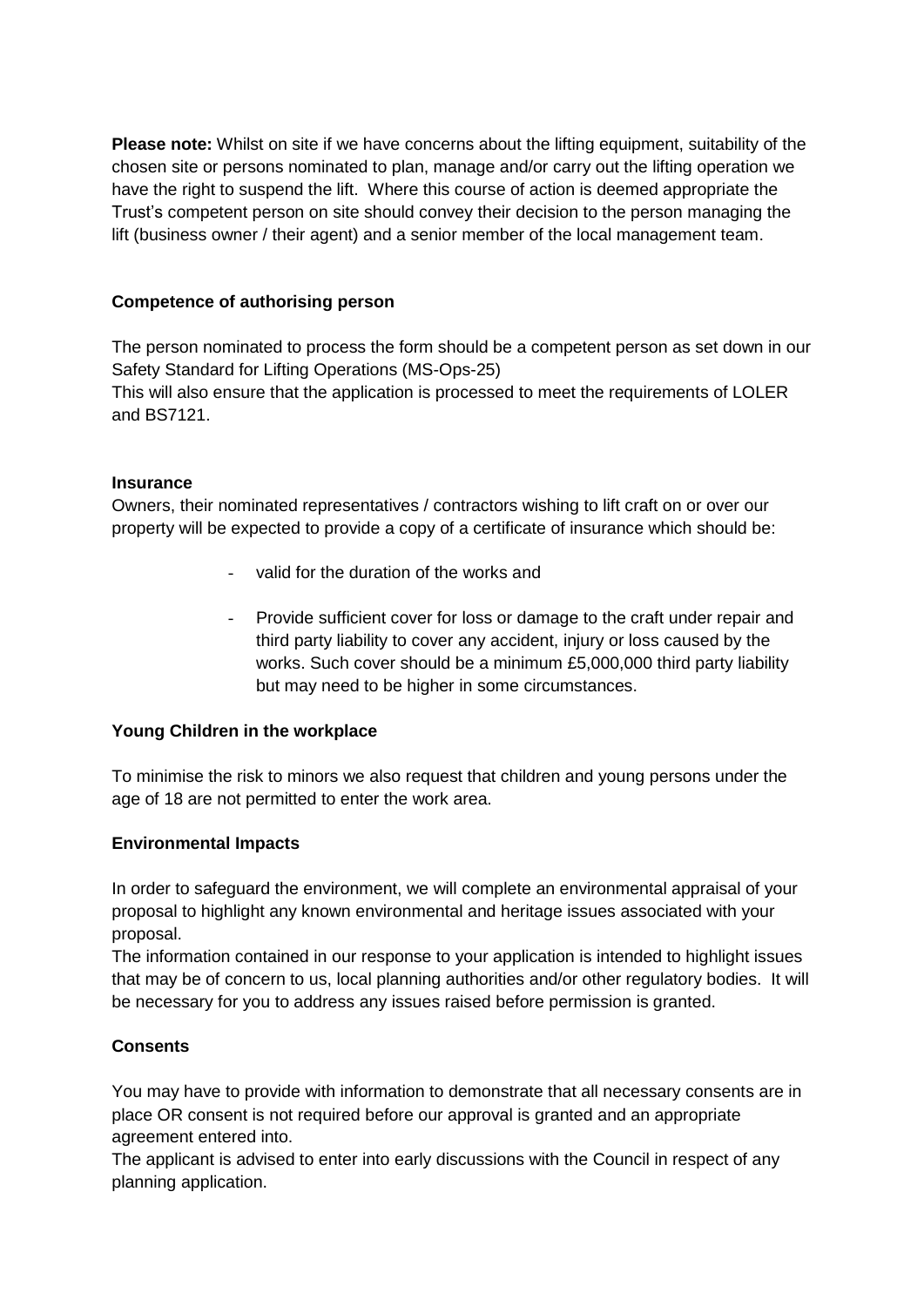**Please note:** Whilst on site if we have concerns about the lifting equipment, suitability of the chosen site or persons nominated to plan, manage and/or carry out the lifting operation we have the right to suspend the lift. Where this course of action is deemed appropriate the Trust's competent person on site should convey their decision to the person managing the lift (business owner / their agent) and a senior member of the local management team.

**Competence of authorising person**

The person nominated to process the form should be a competent person as set down in our Safety Standard for Lifting Operations (MS-Ops-25)
This will also ensure that the application is processed to meet the requirements of LOLER and BS7121.

**Insurance**

Owners, their nominated representatives / contractors wishing to lift craft on or over our property will be expected to provide a copy of a certificate of insurance which should be:

- valid for the duration of the works and
- Provide sufficient cover for loss or damage to the craft under repair and third party liability to cover any accident, injury or loss caused by the works. Such cover should be a minimum £5,000,000 third party liability but may need to be higher in some circumstances.

**Young Children in the workplace**

To minimise the risk to minors we also request that children and young persons under the age of 18 are not permitted to enter the work area.

**Environmental Impacts**

In order to safeguard the environment, we will complete an environmental appraisal of your proposal to highlight any known environmental and heritage issues associated with your proposal.
The information contained in our response to your application is intended to highlight issues that may be of concern to us, local planning authorities and/or other regulatory bodies. It will be necessary for you to address any issues raised before permission is granted.

**Consents**

You may have to provide with information to demonstrate that all necessary consents are in place OR consent is not required before our approval is granted and an appropriate agreement entered into.
The applicant is advised to enter into early discussions with the Council in respect of any planning application.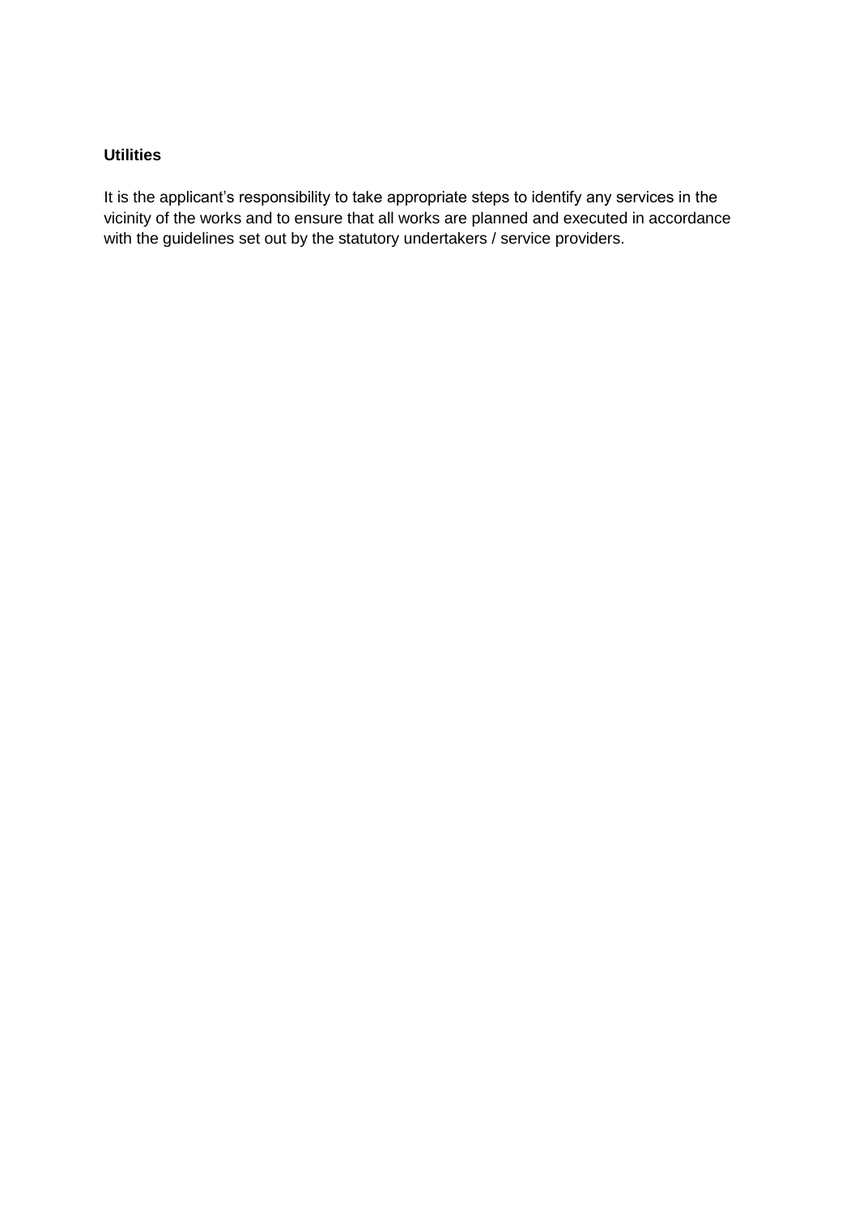**Utilities**

It is the applicant's responsibility to take appropriate steps to identify any services in the vicinity of the works and to ensure that all works are planned and executed in accordance with the guidelines set out by the statutory undertakers / service providers.